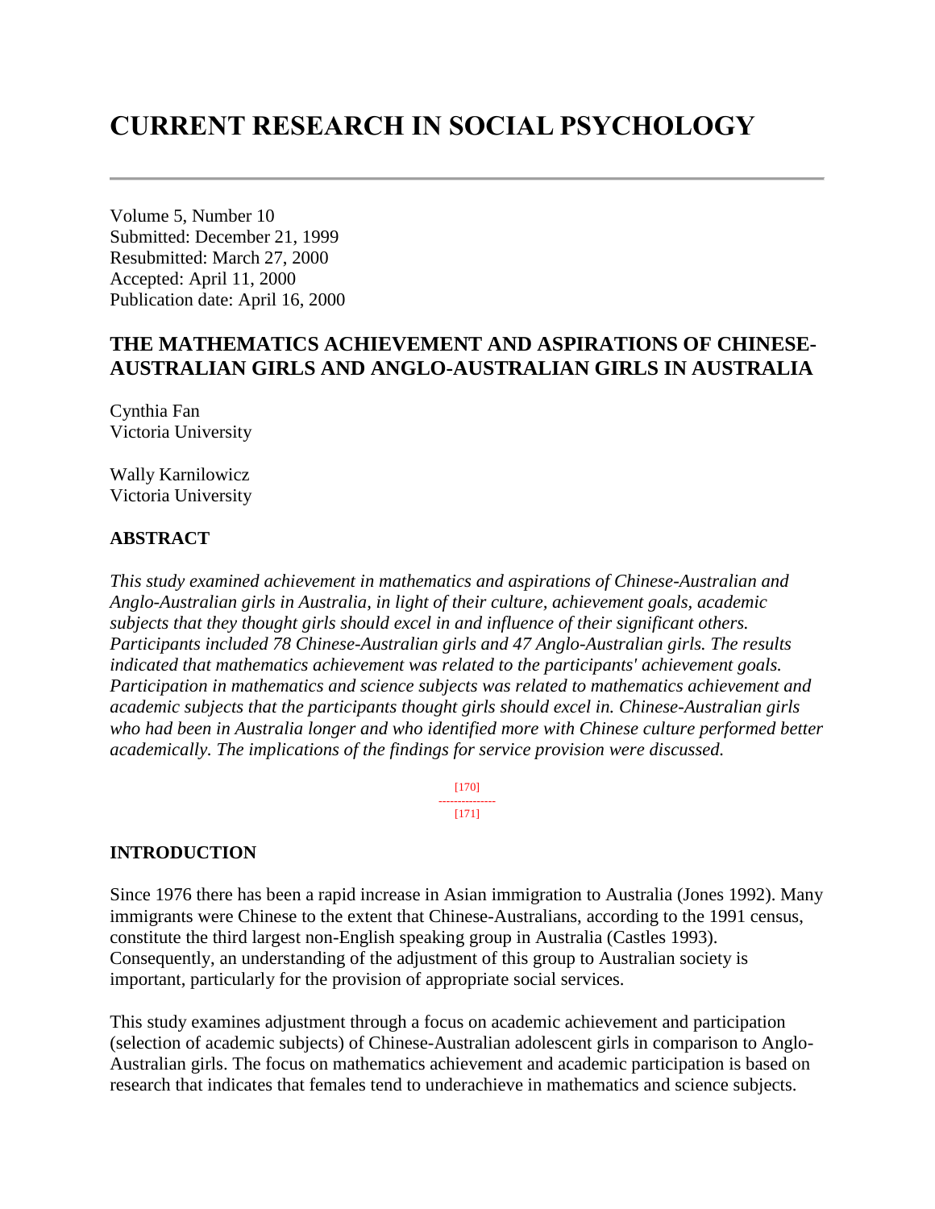# CURRENT RESEARCH IN SOCIAL PSYCHOLOGY

Volume 5, Number 10
Submitted: December 21, 1999
Resubmitted: March 27, 2000
Accepted: April 11, 2000
Publication date: April 16, 2000

## THE MATHEMATICS ACHIEVEMENT AND ASPIRATIONS OF CHINESE-AUSTRALIAN GIRLS AND ANGLO-AUSTRALIAN GIRLS IN AUSTRALIA

Cynthia Fan
Victoria University

Wally Karnilowicz
Victoria University

### ABSTRACT

*This study examined achievement in mathematics and aspirations of Chinese-Australian and Anglo-Australian girls in Australia, in light of their culture, achievement goals, academic subjects that they thought girls should excel in and influence of their significant others. Participants included 78 Chinese-Australian girls and 47 Anglo-Australian girls. The results indicated that mathematics achievement was related to the participants' achievement goals. Participation in mathematics and science subjects was related to mathematics achievement and academic subjects that the participants thought girls should excel in. Chinese-Australian girls who had been in Australia longer and who identified more with Chinese culture performed better academically. The implications of the findings for service provision were discussed.*

### INTRODUCTION

Since 1976 there has been a rapid increase in Asian immigration to Australia (Jones 1992). Many immigrants were Chinese to the extent that Chinese-Australians, according to the 1991 census, constitute the third largest non-English speaking group in Australia (Castles 1993). Consequently, an understanding of the adjustment of this group to Australian society is important, particularly for the provision of appropriate social services.

This study examines adjustment through a focus on academic achievement and participation (selection of academic subjects) of Chinese-Australian adolescent girls in comparison to Anglo-Australian girls. The focus on mathematics achievement and academic participation is based on research that indicates that females tend to underachieve in mathematics and science subjects.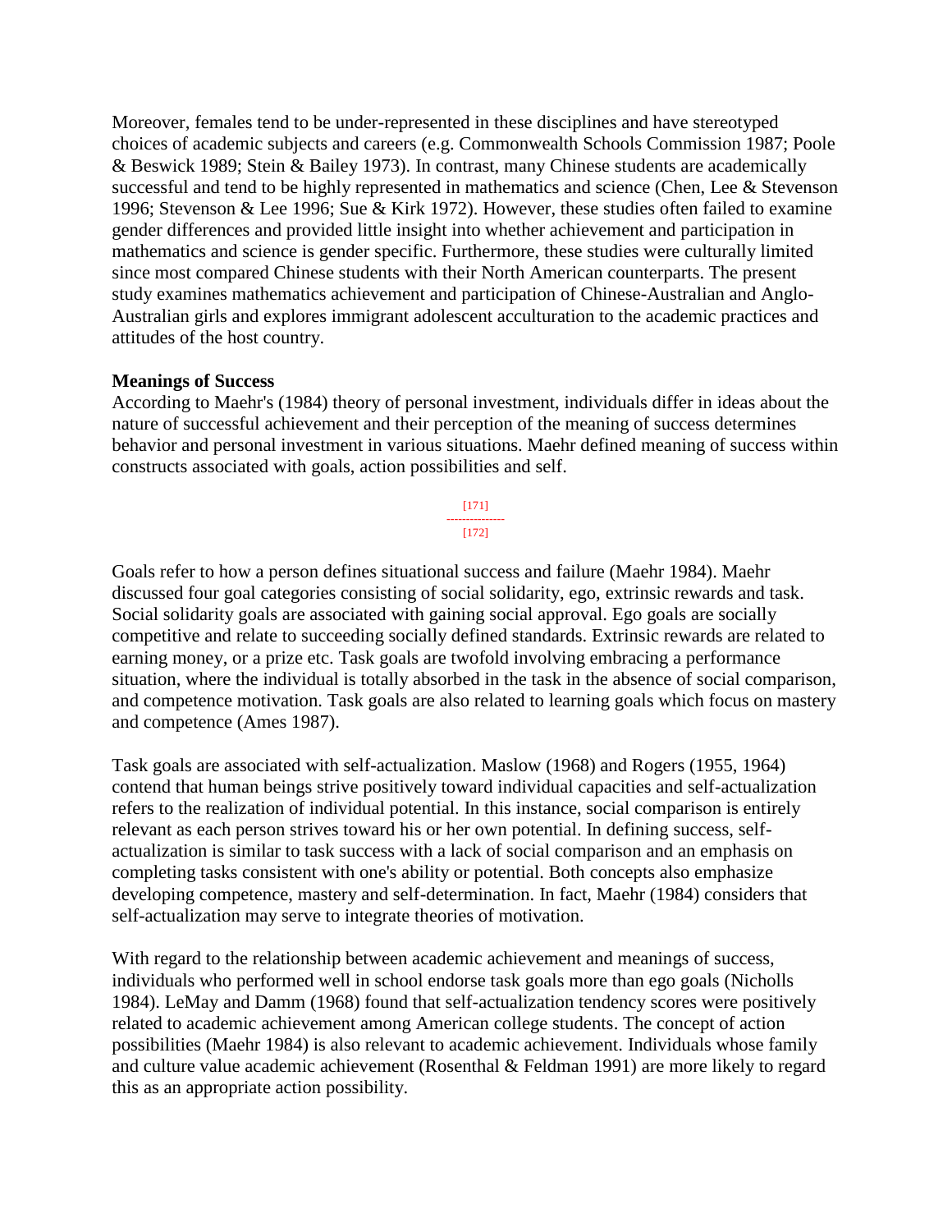Moreover, females tend to be under-represented in these disciplines and have stereotyped choices of academic subjects and careers (e.g. Commonwealth Schools Commission 1987; Poole & Beswick 1989; Stein & Bailey 1973). In contrast, many Chinese students are academically successful and tend to be highly represented in mathematics and science (Chen, Lee & Stevenson 1996; Stevenson & Lee 1996; Sue & Kirk 1972). However, these studies often failed to examine gender differences and provided little insight into whether achievement and participation in mathematics and science is gender specific. Furthermore, these studies were culturally limited since most compared Chinese students with their North American counterparts. The present study examines mathematics achievement and participation of Chinese-Australian and Anglo-Australian girls and explores immigrant adolescent acculturation to the academic practices and attitudes of the host country.

**Meanings of Success**

According to Maehr's (1984) theory of personal investment, individuals differ in ideas about the nature of successful achievement and their perception of the meaning of success determines behavior and personal investment in various situations. Maehr defined meaning of success within constructs associated with goals, action possibilities and self.

Goals refer to how a person defines situational success and failure (Maehr 1984). Maehr discussed four goal categories consisting of social solidarity, ego, extrinsic rewards and task. Social solidarity goals are associated with gaining social approval. Ego goals are socially competitive and relate to succeeding socially defined standards. Extrinsic rewards are related to earning money, or a prize etc. Task goals are twofold involving embracing a performance situation, where the individual is totally absorbed in the task in the absence of social comparison, and competence motivation. Task goals are also related to learning goals which focus on mastery and competence (Ames 1987).

Task goals are associated with self-actualization. Maslow (1968) and Rogers (1955, 1964) contend that human beings strive positively toward individual capacities and self-actualization refers to the realization of individual potential. In this instance, social comparison is entirely relevant as each person strives toward his or her own potential. In defining success, self-actualization is similar to task success with a lack of social comparison and an emphasis on completing tasks consistent with one's ability or potential. Both concepts also emphasize developing competence, mastery and self-determination. In fact, Maehr (1984) considers that self-actualization may serve to integrate theories of motivation.

With regard to the relationship between academic achievement and meanings of success, individuals who performed well in school endorse task goals more than ego goals (Nicholls 1984). LeMay and Damm (1968) found that self-actualization tendency scores were positively related to academic achievement among American college students. The concept of action possibilities (Maehr 1984) is also relevant to academic achievement. Individuals whose family and culture value academic achievement (Rosenthal & Feldman 1991) are more likely to regard this as an appropriate action possibility.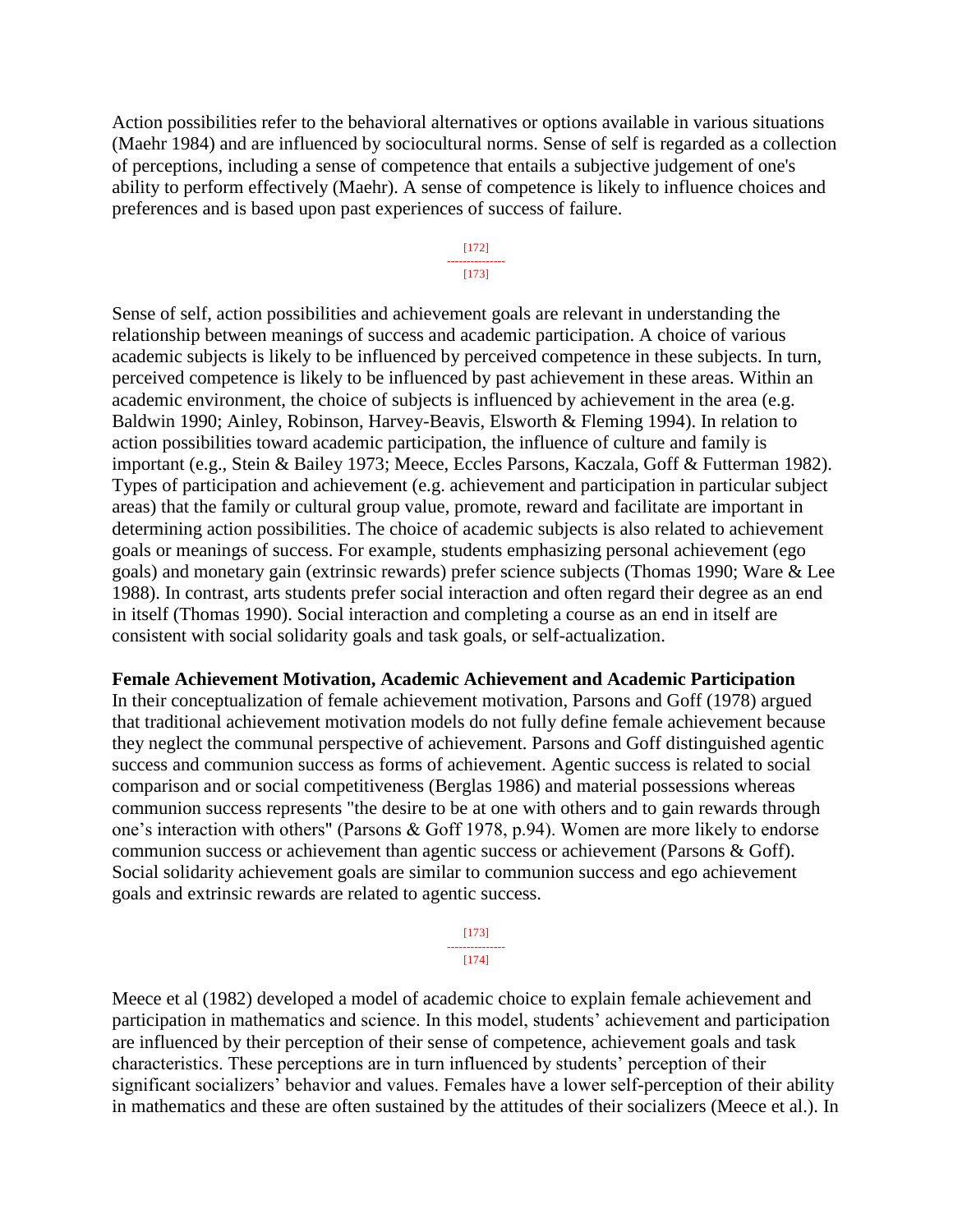Action possibilities refer to the behavioral alternatives or options available in various situations (Maehr 1984) and are influenced by sociocultural norms. Sense of self is regarded as a collection of perceptions, including a sense of competence that entails a subjective judgement of one's ability to perform effectively (Maehr). A sense of competence is likely to influence choices and preferences and is based upon past experiences of success of failure.

Sense of self, action possibilities and achievement goals are relevant in understanding the relationship between meanings of success and academic participation. A choice of various academic subjects is likely to be influenced by perceived competence in these subjects. In turn, perceived competence is likely to be influenced by past achievement in these areas. Within an academic environment, the choice of subjects is influenced by achievement in the area (e.g. Baldwin 1990; Ainley, Robinson, Harvey-Beavis, Elsworth & Fleming 1994). In relation to action possibilities toward academic participation, the influence of culture and family is important (e.g., Stein & Bailey 1973; Meece, Eccles Parsons, Kaczala, Goff & Futterman 1982). Types of participation and achievement (e.g. achievement and participation in particular subject areas) that the family or cultural group value, promote, reward and facilitate are important in determining action possibilities. The choice of academic subjects is also related to achievement goals or meanings of success. For example, students emphasizing personal achievement (ego goals) and monetary gain (extrinsic rewards) prefer science subjects (Thomas 1990; Ware & Lee 1988). In contrast, arts students prefer social interaction and often regard their degree as an end in itself (Thomas 1990). Social interaction and completing a course as an end in itself are consistent with social solidarity goals and task goals, or self-actualization.

**Female Achievement Motivation, Academic Achievement and Academic Participation**

In their conceptualization of female achievement motivation, Parsons and Goff (1978) argued that traditional achievement motivation models do not fully define female achievement because they neglect the communal perspective of achievement. Parsons and Goff distinguished agentic success and communion success as forms of achievement. Agentic success is related to social comparison and or social competitiveness (Berglas 1986) and material possessions whereas communion success represents "the desire to be at one with others and to gain rewards through one's interaction with others" (Parsons & Goff 1978, p.94). Women are more likely to endorse communion success or achievement than agentic success or achievement (Parsons & Goff). Social solidarity achievement goals are similar to communion success and ego achievement goals and extrinsic rewards are related to agentic success.

Meece et al (1982) developed a model of academic choice to explain female achievement and participation in mathematics and science. In this model, students' achievement and participation are influenced by their perception of their sense of competence, achievement goals and task characteristics. These perceptions are in turn influenced by students' perception of their significant socializers' behavior and values. Females have a lower self-perception of their ability in mathematics and these are often sustained by the attitudes of their socializers (Meece et al.). In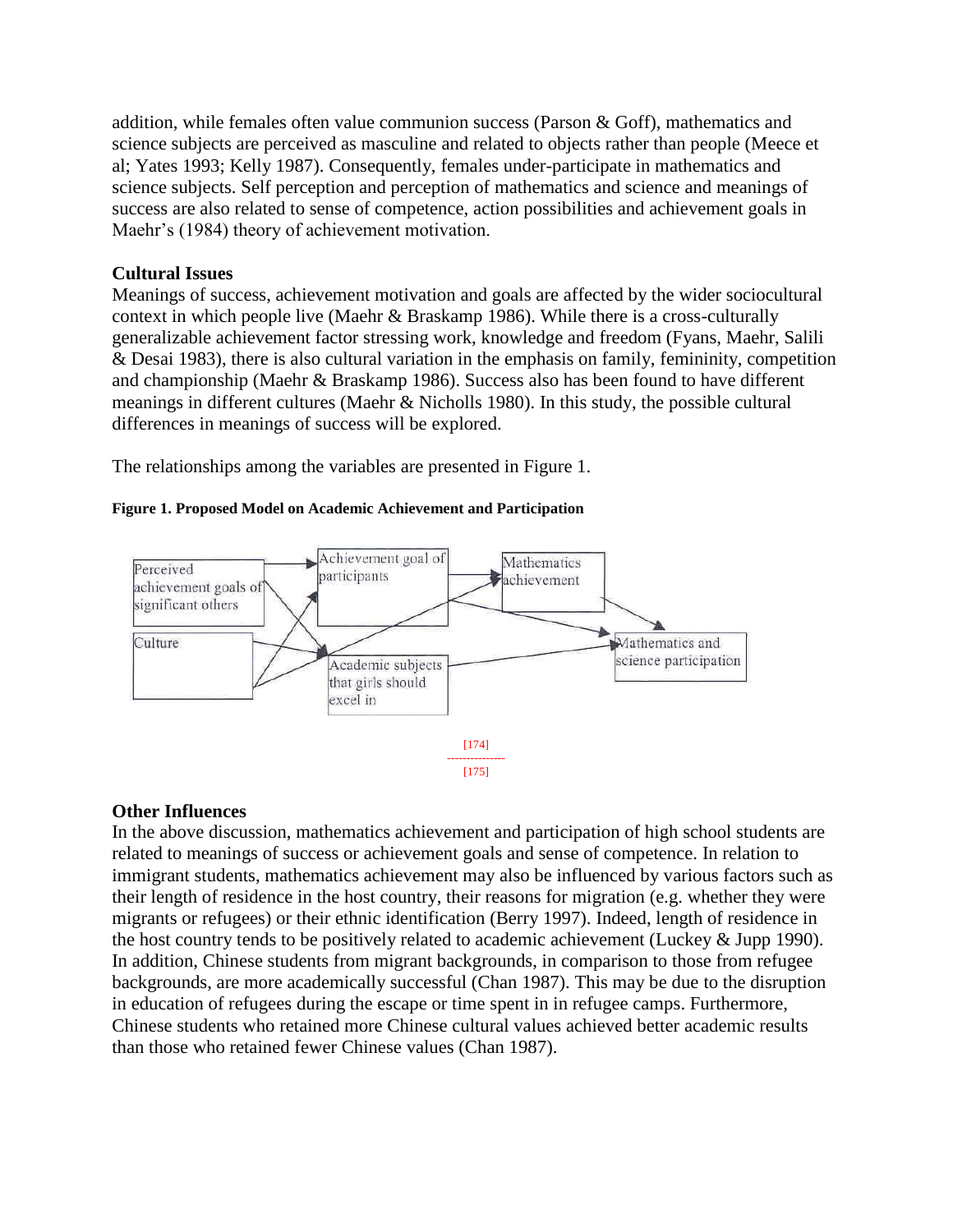addition, while females often value communion success (Parson & Goff), mathematics and science subjects are perceived as masculine and related to objects rather than people (Meece et al; Yates 1993; Kelly 1987). Consequently, females under-participate in mathematics and science subjects. Self perception and perception of mathematics and science and meanings of success are also related to sense of competence, action possibilities and achievement goals in Maehr's (1984) theory of achievement motivation.

### Cultural Issues

Meanings of success, achievement motivation and goals are affected by the wider sociocultural context in which people live (Maehr & Braskamp 1986). While there is a cross-culturally generalizable achievement factor stressing work, knowledge and freedom (Fyans, Maehr, Salili & Desai 1983), there is also cultural variation in the emphasis on family, femininity, competition and championship (Maehr & Braskamp 1986). Success also has been found to have different meanings in different cultures (Maehr & Nicholls 1980). In this study, the possible cultural differences in meanings of success will be explored.

The relationships among the variables are presented in Figure 1.

**Figure 1. Proposed Model on Academic Achievement and Participation**

### Other Influences

In the above discussion, mathematics achievement and participation of high school students are related to meanings of success or achievement goals and sense of competence. In relation to immigrant students, mathematics achievement may also be influenced by various factors such as their length of residence in the host country, their reasons for migration (e.g. whether they were migrants or refugees) or their ethnic identification (Berry 1997). Indeed, length of residence in the host country tends to be positively related to academic achievement (Luckey & Jupp 1990). In addition, Chinese students from migrant backgrounds, in comparison to those from refugee backgrounds, are more academically successful (Chan 1987). This may be due to the disruption in education of refugees during the escape or time spent in in refugee camps. Furthermore, Chinese students who retained more Chinese cultural values achieved better academic results than those who retained fewer Chinese values (Chan 1987).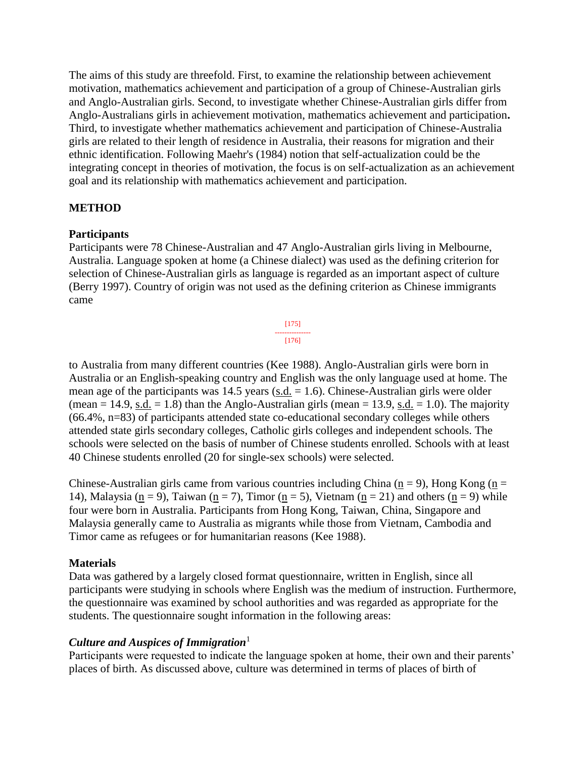The aims of this study are threefold. First, to examine the relationship between achievement motivation, mathematics achievement and participation of a group of Chinese-Australian girls and Anglo-Australian girls. Second, to investigate whether Chinese-Australian girls differ from Anglo-Australians girls in achievement motivation, mathematics achievement and participation**.** Third, to investigate whether mathematics achievement and participation of Chinese-Australia girls are related to their length of residence in Australia, their reasons for migration and their ethnic identification. Following Maehr's (1984) notion that self-actualization could be the integrating concept in theories of motivation, the focus is on self-actualization as an achievement goal and its relationship with mathematics achievement and participation.

## METHOD

### Participants

Participants were 78 Chinese-Australian and 47 Anglo-Australian girls living in Melbourne, Australia. Language spoken at home (a Chinese dialect) was used as the defining criterion for selection of Chinese-Australian girls as language is regarded as an important aspect of culture (Berry 1997). Country of origin was not used as the defining criterion as Chinese immigrants came to Australia from many different countries (Kee 1988). Anglo-Australian girls were born in Australia or an English-speaking country and English was the only language used at home. The mean age of the participants was 14.5 years (s.d. = 1.6). Chinese-Australian girls were older (mean = 14.9, s.d. = 1.8) than the Anglo-Australian girls (mean = 13.9, s.d. = 1.0). The majority (66.4%, n=83) of participants attended state co-educational secondary colleges while others attended state girls secondary colleges, Catholic girls colleges and independent schools. The schools were selected on the basis of number of Chinese students enrolled. Schools with at least 40 Chinese students enrolled (20 for single-sex schools) were selected.

Chinese-Australian girls came from various countries including China (n = 9), Hong Kong (n = 14), Malaysia (n = 9), Taiwan (n = 7), Timor (n = 5), Vietnam (n = 21) and others (n = 9) while four were born in Australia. Participants from Hong Kong, Taiwan, China, Singapore and Malaysia generally came to Australia as migrants while those from Vietnam, Cambodia and Timor came as refugees or for humanitarian reasons (Kee 1988).

### Materials

Data was gathered by a largely closed format questionnaire, written in English, since all participants were studying in schools where English was the medium of instruction. Furthermore, the questionnaire was examined by school authorities and was regarded as appropriate for the students. The questionnaire sought information in the following areas:

#### *Culture and Auspices of Immigration*[1]

Participants were requested to indicate the language spoken at home, their own and their parents' places of birth. As discussed above, culture was determined in terms of places of birth of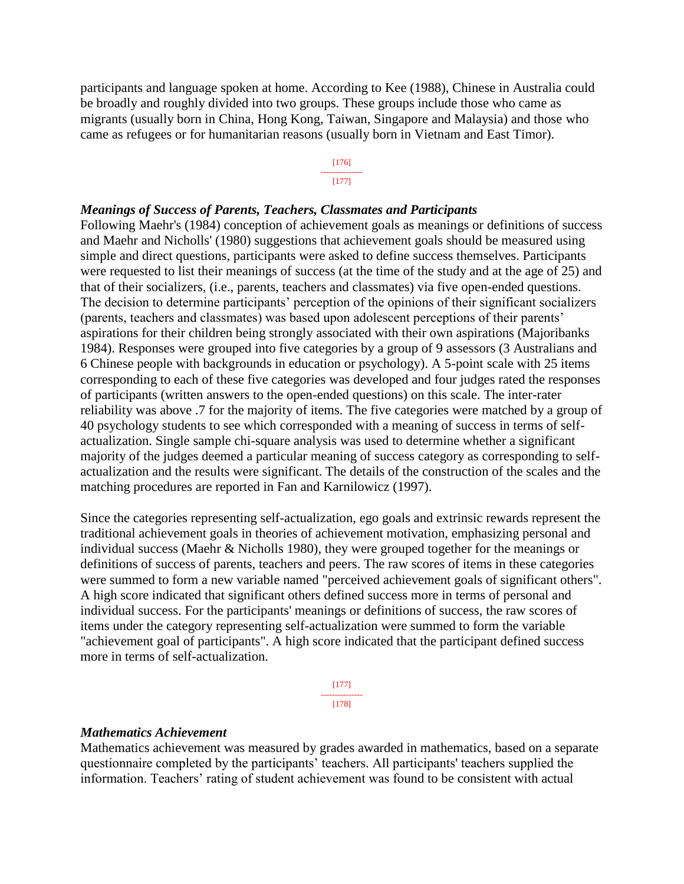participants and language spoken at home. According to Kee (1988), Chinese in Australia could be broadly and roughly divided into two groups. These groups include those who came as migrants (usually born in China, Hong Kong, Taiwan, Singapore and Malaysia) and those who came as refugees or for humanitarian reasons (usually born in Vietnam and East Timor).

### *Meanings of Success of Parents, Teachers, Classmates and Participants*

Following Maehr's (1984) conception of achievement goals as meanings or definitions of success and Maehr and Nicholls' (1980) suggestions that achievement goals should be measured using simple and direct questions, participants were asked to define success themselves. Participants were requested to list their meanings of success (at the time of the study and at the age of 25) and that of their socializers, (i.e., parents, teachers and classmates) via five open-ended questions. The decision to determine participants' perception of the opinions of their significant socializers (parents, teachers and classmates) was based upon adolescent perceptions of their parents' aspirations for their children being strongly associated with their own aspirations (Majoribanks 1984). Responses were grouped into five categories by a group of 9 assessors (3 Australians and 6 Chinese people with backgrounds in education or psychology). A 5-point scale with 25 items corresponding to each of these five categories was developed and four judges rated the responses of participants (written answers to the open-ended questions) on this scale. The inter-rater reliability was above .7 for the majority of items. The five categories were matched by a group of 40 psychology students to see which corresponded with a meaning of success in terms of self-actualization. Single sample chi-square analysis was used to determine whether a significant majority of the judges deemed a particular meaning of success category as corresponding to self-actualization and the results were significant. The details of the construction of the scales and the matching procedures are reported in Fan and Karnilowicz (1997).

Since the categories representing self-actualization, ego goals and extrinsic rewards represent the traditional achievement goals in theories of achievement motivation, emphasizing personal and individual success (Maehr & Nicholls 1980), they were grouped together for the meanings or definitions of success of parents, teachers and peers. The raw scores of items in these categories were summed to form a new variable named "perceived achievement goals of significant others". A high score indicated that significant others defined success more in terms of personal and individual success. For the participants' meanings or definitions of success, the raw scores of items under the category representing self-actualization were summed to form the variable "achievement goal of participants". A high score indicated that the participant defined success more in terms of self-actualization.

### *Mathematics Achievement*

Mathematics achievement was measured by grades awarded in mathematics, based on a separate questionnaire completed by the participants' teachers. All participants' teachers supplied the information. Teachers' rating of student achievement was found to be consistent with actual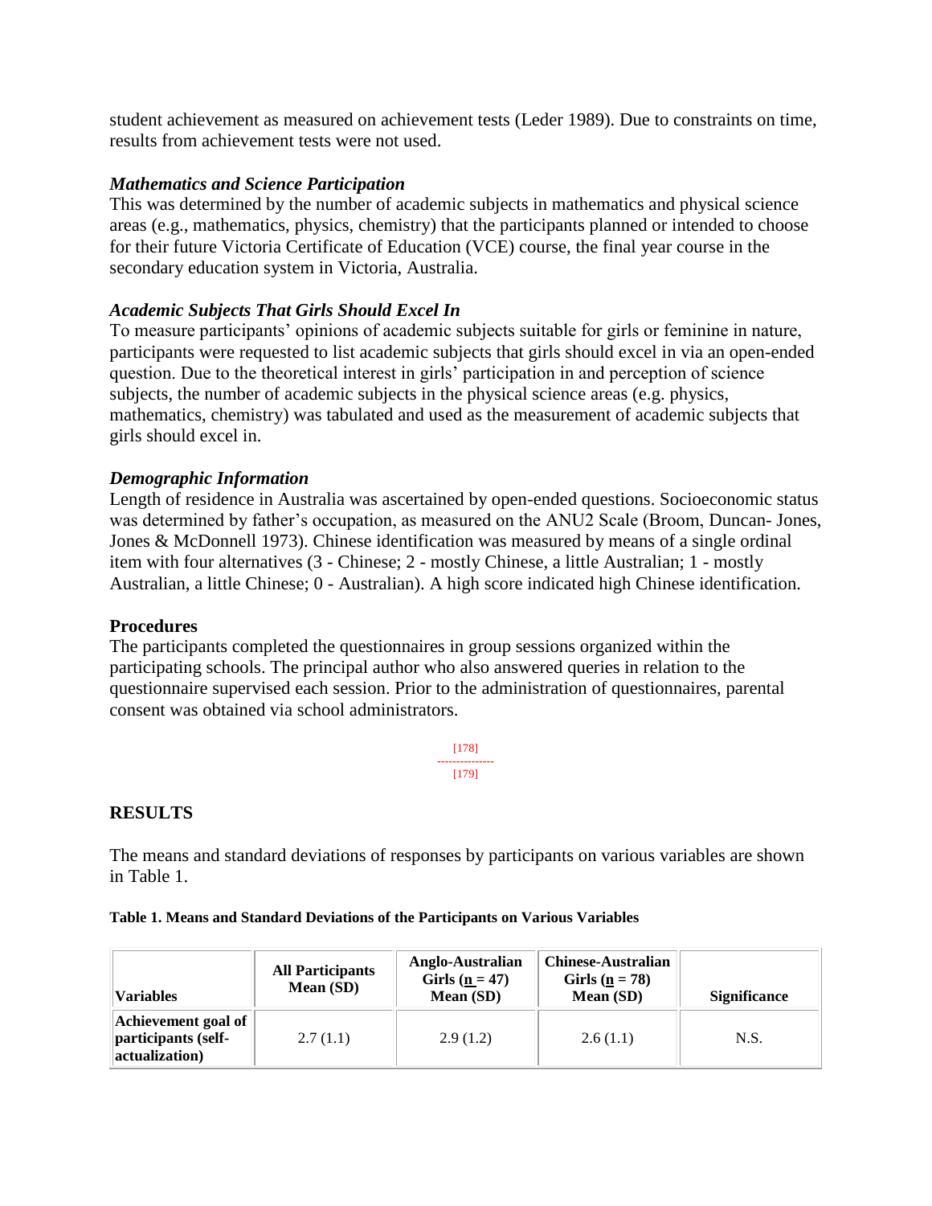student achievement as measured on achievement tests (Leder 1989). Due to constraints on time, results from achievement tests were not used.

### *Mathematics and Science Participation*

This was determined by the number of academic subjects in mathematics and physical science areas (e.g., mathematics, physics, chemistry) that the participants planned or intended to choose for their future Victoria Certificate of Education (VCE) course, the final year course in the secondary education system in Victoria, Australia.

### *Academic Subjects That Girls Should Excel In*

To measure participants' opinions of academic subjects suitable for girls or feminine in nature, participants were requested to list academic subjects that girls should excel in via an open-ended question. Due to the theoretical interest in girls' participation in and perception of science subjects, the number of academic subjects in the physical science areas (e.g. physics, mathematics, chemistry) was tabulated and used as the measurement of academic subjects that girls should excel in.

### *Demographic Information*

Length of residence in Australia was ascertained by open-ended questions. Socioeconomic status was determined by father's occupation, as measured on the ANU2 Scale (Broom, Duncan- Jones, Jones & McDonnell 1973). Chinese identification was measured by means of a single ordinal item with four alternatives (3 - Chinese; 2 - mostly Chinese, a little Australian; 1 - mostly Australian, a little Chinese; 0 - Australian). A high score indicated high Chinese identification.

### Procedures

The participants completed the questionnaires in group sessions organized within the participating schools. The principal author who also answered queries in relation to the questionnaire supervised each session. Prior to the administration of questionnaires, parental consent was obtained via school administrators.

## RESULTS

The means and standard deviations of responses by participants on various variables are shown in Table 1.

**Table 1. Means and Standard Deviations of the Participants on Various Variables**

| Variables | All Participants Mean (SD) | Anglo-Australian Girls ($n$ = 47) Mean (SD) | Chinese-Australian Girls ($n$ = 78) Mean (SD) | Significance |
|---|---|---|---|---|
| **Achievement goal of participants (self-actualization)** | 2.7 (1.1) | 2.9 (1.2) | 2.6 (1.1) | N.S. |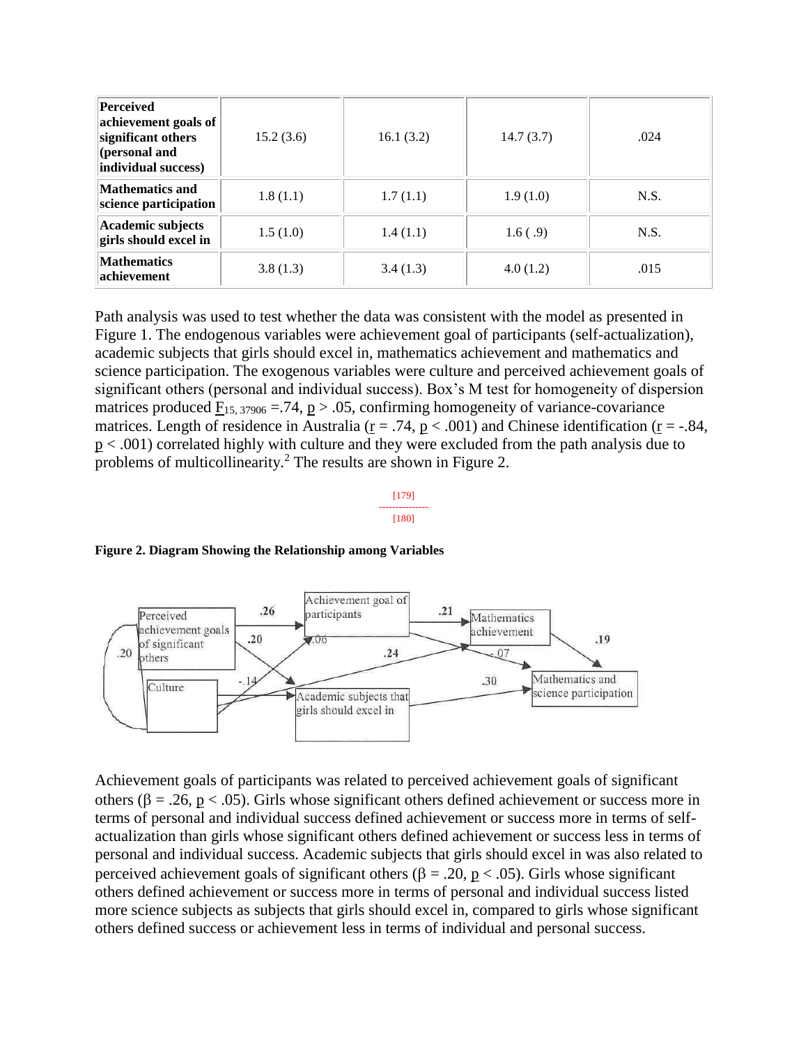| Perceived achievement goals of significant others (personal and individual success) | 15.2 (3.6) | 16.1 (3.2) | 14.7 (3.7) | .024 |
| --- | --- | --- | --- | --- |
| Mathematics and science participation | 1.8 (1.1) | 1.7 (1.1) | 1.9 (1.0) | N.S. |
| Academic subjects girls should excel in | 1.5 (1.0) | 1.4 (1.1) | 1.6 ( .9) | N.S. |
| Mathematics achievement | 3.8 (1.3) | 3.4 (1.3) | 4.0 (1.2) | .015 |

Path analysis was used to test whether the data was consistent with the model as presented in Figure 1. The endogenous variables were achievement goal of participants (self-actualization), academic subjects that girls should excel in, mathematics achievement and mathematics and science participation. The exogenous variables were culture and perceived achievement goals of significant others (personal and individual success). Box's M test for homogeneity of dispersion matrices produced $F_{15, 37906} = .74$, $p > .05$, confirming homogeneity of variance-covariance matrices. Length of residence in Australia ($r = .74$, $p < .001$) and Chinese identification ($r = -.84$, $p < .001$) correlated highly with culture and they were excluded from the path analysis due to problems of multicollinearity.[2] The results are shown in Figure 2.

[179]
[180]

**Figure 2. Diagram Showing the Relationship among Variables**

Achievement goals of participants was related to perceived achievement goals of significant others ($\beta = .26$, $p < .05$). Girls whose significant others defined achievement or success more in terms of personal and individual success defined achievement or success more in terms of self-actualization than girls whose significant others defined achievement or success less in terms of personal and individual success. Academic subjects that girls should excel in was also related to perceived achievement goals of significant others ($\beta = .20$, $p < .05$). Girls whose significant others defined achievement or success more in terms of personal and individual success listed more science subjects as subjects that girls should excel in, compared to girls whose significant others defined success or achievement less in terms of individual and personal success.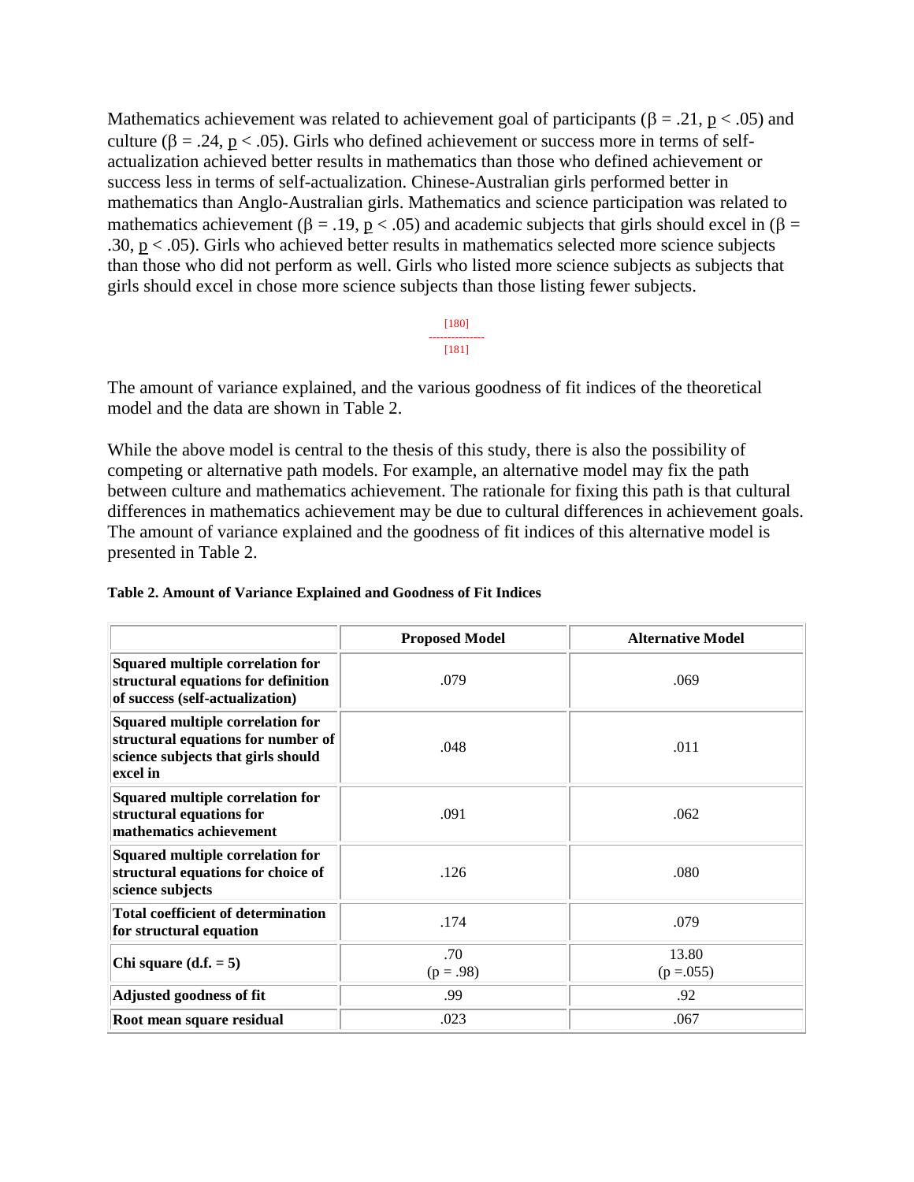Mathematics achievement was related to achievement goal of participants ($\beta = .21$, $p < .05$) and culture ($\beta = .24$, $p < .05$). Girls who defined achievement or success more in terms of self-actualization achieved better results in mathematics than those who defined achievement or success less in terms of self-actualization. Chinese-Australian girls performed better in mathematics than Anglo-Australian girls. Mathematics and science participation was related to mathematics achievement ($\beta = .19$, $p < .05$) and academic subjects that girls should excel in ($\beta = .30$, $p < .05$). Girls who achieved better results in mathematics selected more science subjects than those who did not perform as well. Girls who listed more science subjects as subjects that girls should excel in chose more science subjects than those listing fewer subjects.

[180]
---------------
[181]

The amount of variance explained, and the various goodness of fit indices of the theoretical model and the data are shown in Table 2.

While the above model is central to the thesis of this study, there is also the possibility of competing or alternative path models. For example, an alternative model may fix the path between culture and mathematics achievement. The rationale for fixing this path is that cultural differences in mathematics achievement may be due to cultural differences in achievement goals. The amount of variance explained and the goodness of fit indices of this alternative model is presented in Table 2.

**Table 2. Amount of Variance Explained and Goodness of Fit Indices**

| | Proposed Model | Alternative Model |
|---|---|---|
| **Squared multiple correlation for structural equations for definition of success (self-actualization)** | .079 | .069 |
| **Squared multiple correlation for structural equations for number of science subjects that girls should excel in** | .048 | .011 |
| **Squared multiple correlation for structural equations for mathematics achievement** | .091 | .062 |
| **Squared multiple correlation for structural equations for choice of science subjects** | .126 | .080 |
| **Total coefficient of determination for structural equation** | .174 | .079 |
| **Chi square (d.f. = 5)** | .70 ($p = .98$) | 13.80 ($p = .055$) |
| **Adjusted goodness of fit** | .99 | .92 |
| **Root mean square residual** | .023 | .067 |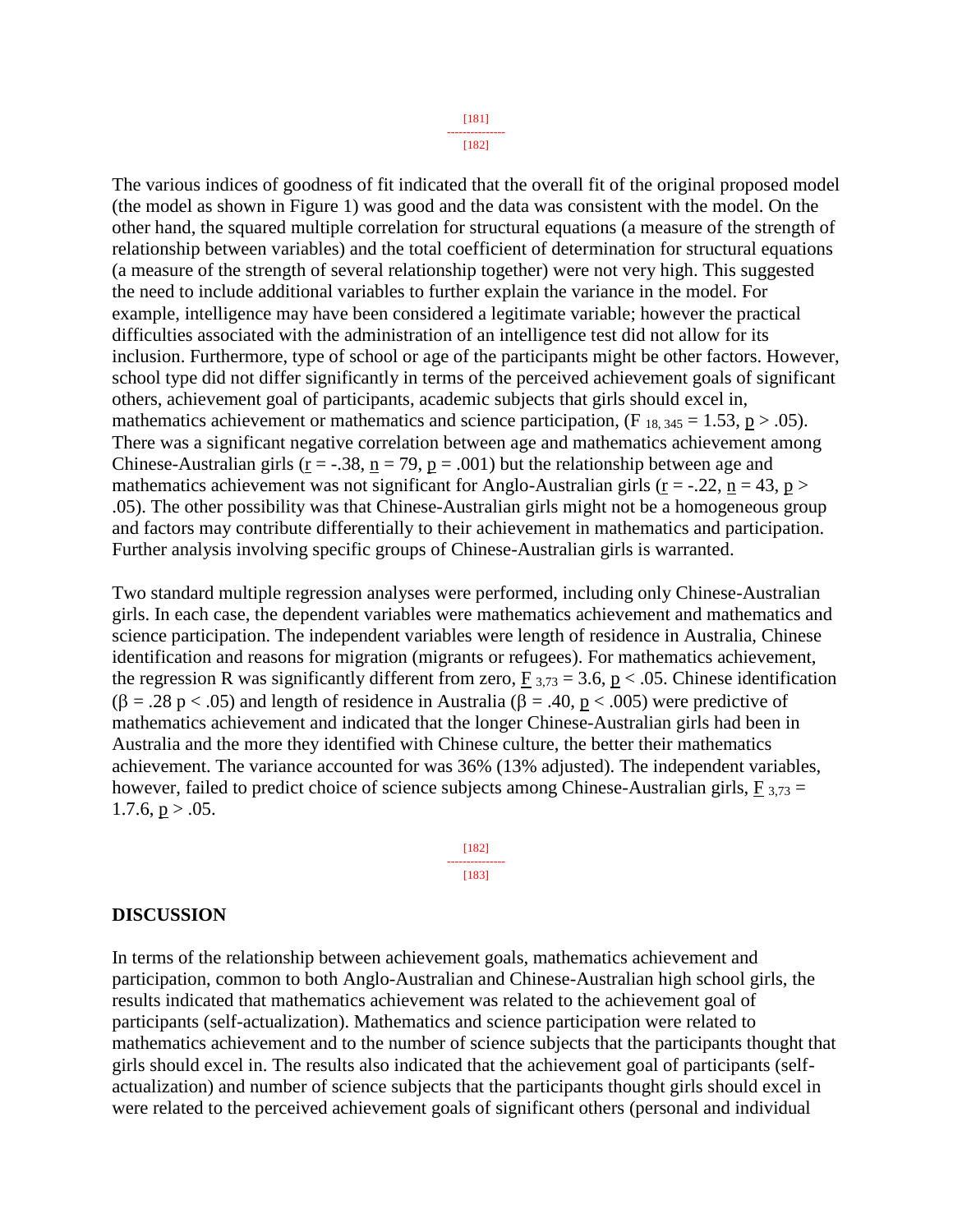The various indices of goodness of fit indicated that the overall fit of the original proposed model (the model as shown in Figure 1) was good and the data was consistent with the model. On the other hand, the squared multiple correlation for structural equations (a measure of the strength of relationship between variables) and the total coefficient of determination for structural equations (a measure of the strength of several relationship together) were not very high. This suggested the need to include additional variables to further explain the variance in the model. For example, intelligence may have been considered a legitimate variable; however the practical difficulties associated with the administration of an intelligence test did not allow for its inclusion. Furthermore, type of school or age of the participants might be other factors. However, school type did not differ significantly in terms of the perceived achievement goals of significant others, achievement goal of participants, academic subjects that girls should excel in, mathematics achievement or mathematics and science participation, ($F_{18, 345} = 1.53$, $p > .05$). There was a significant negative correlation between age and mathematics achievement among Chinese-Australian girls ($r = -.38$, $n = 79$, $p = .001$) but the relationship between age and mathematics achievement was not significant for Anglo-Australian girls ($r = -.22$, $n = 43$, $p > .05$). The other possibility was that Chinese-Australian girls might not be a homogeneous group and factors may contribute differentially to their achievement in mathematics and participation. Further analysis involving specific groups of Chinese-Australian girls is warranted.

Two standard multiple regression analyses were performed, including only Chinese-Australian girls. In each case, the dependent variables were mathematics achievement and mathematics and science participation. The independent variables were length of residence in Australia, Chinese identification and reasons for migration (migrants or refugees). For mathematics achievement, the regression R was significantly different from zero, $F_{3,73} = 3.6$, $p < .05$. Chinese identification ($\beta = .28$ $p < .05$) and length of residence in Australia ($\beta = .40$, $p < .005$) were predictive of mathematics achievement and indicated that the longer Chinese-Australian girls had been in Australia and the more they identified with Chinese culture, the better their mathematics achievement. The variance accounted for was 36% (13% adjusted). The independent variables, however, failed to predict choice of science subjects among Chinese-Australian girls, $F_{3,73} =$ 1.7.6, $p > .05$.

## DISCUSSION

In terms of the relationship between achievement goals, mathematics achievement and participation, common to both Anglo-Australian and Chinese-Australian high school girls, the results indicated that mathematics achievement was related to the achievement goal of participants (self-actualization). Mathematics and science participation were related to mathematics achievement and to the number of science subjects that the participants thought that girls should excel in. The results also indicated that the achievement goal of participants (self-actualization) and number of science subjects that the participants thought girls should excel in were related to the perceived achievement goals of significant others (personal and individual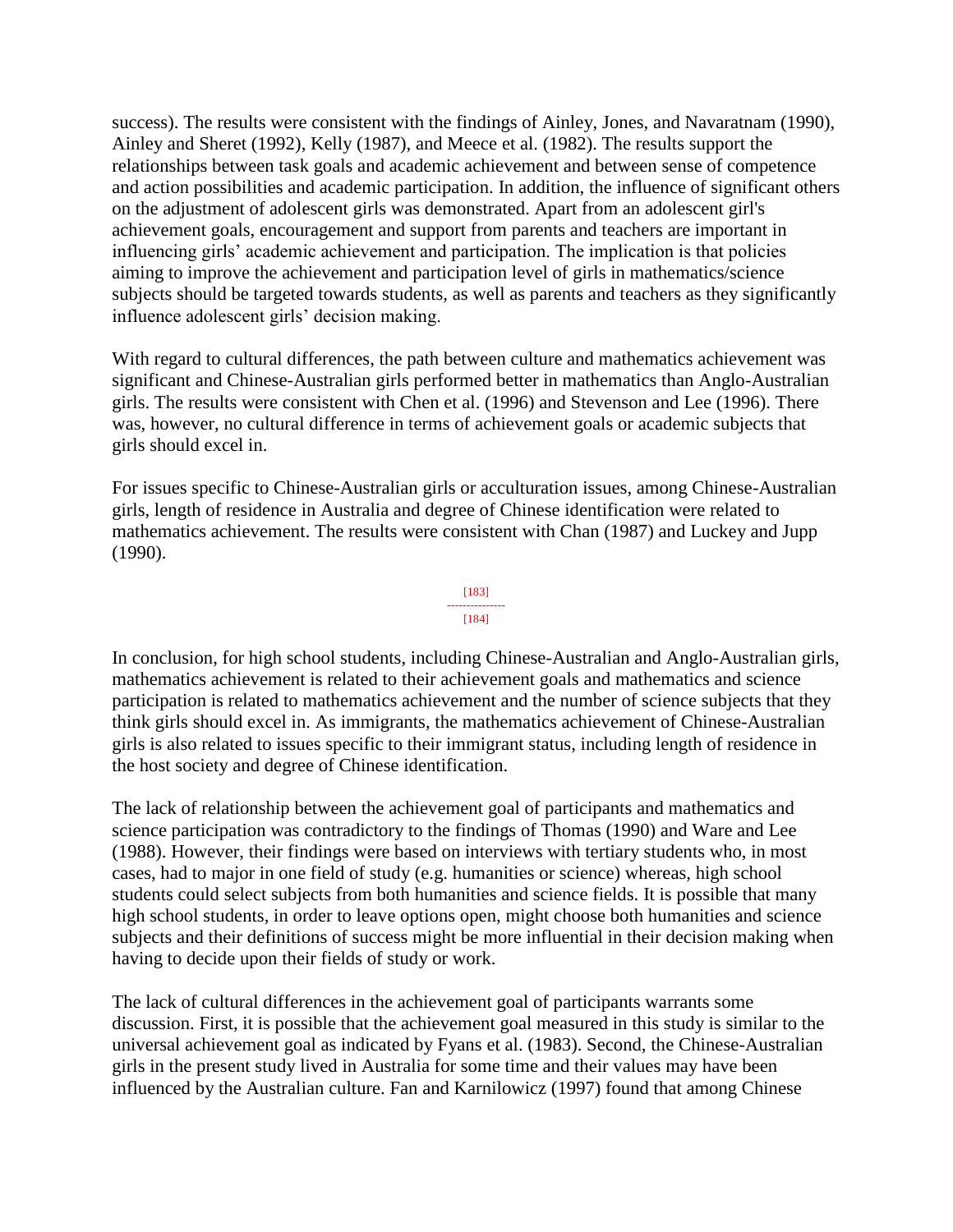success). The results were consistent with the findings of Ainley, Jones, and Navaratnam (1990), Ainley and Sheret (1992), Kelly (1987), and Meece et al. (1982). The results support the relationships between task goals and academic achievement and between sense of competence and action possibilities and academic participation. In addition, the influence of significant others on the adjustment of adolescent girls was demonstrated. Apart from an adolescent girl's achievement goals, encouragement and support from parents and teachers are important in influencing girls' academic achievement and participation. The implication is that policies aiming to improve the achievement and participation level of girls in mathematics/science subjects should be targeted towards students, as well as parents and teachers as they significantly influence adolescent girls' decision making.

With regard to cultural differences, the path between culture and mathematics achievement was significant and Chinese-Australian girls performed better in mathematics than Anglo-Australian girls. The results were consistent with Chen et al. (1996) and Stevenson and Lee (1996). There was, however, no cultural difference in terms of achievement goals or academic subjects that girls should excel in.

For issues specific to Chinese-Australian girls or acculturation issues, among Chinese-Australian girls, length of residence in Australia and degree of Chinese identification were related to mathematics achievement. The results were consistent with Chan (1987) and Luckey and Jupp (1990).

In conclusion, for high school students, including Chinese-Australian and Anglo-Australian girls, mathematics achievement is related to their achievement goals and mathematics and science participation is related to mathematics achievement and the number of science subjects that they think girls should excel in. As immigrants, the mathematics achievement of Chinese-Australian girls is also related to issues specific to their immigrant status, including length of residence in the host society and degree of Chinese identification.

The lack of relationship between the achievement goal of participants and mathematics and science participation was contradictory to the findings of Thomas (1990) and Ware and Lee (1988). However, their findings were based on interviews with tertiary students who, in most cases, had to major in one field of study (e.g. humanities or science) whereas, high school students could select subjects from both humanities and science fields. It is possible that many high school students, in order to leave options open, might choose both humanities and science subjects and their definitions of success might be more influential in their decision making when having to decide upon their fields of study or work.

The lack of cultural differences in the achievement goal of participants warrants some discussion. First, it is possible that the achievement goal measured in this study is similar to the universal achievement goal as indicated by Fyans et al. (1983). Second, the Chinese-Australian girls in the present study lived in Australia for some time and their values may have been influenced by the Australian culture. Fan and Karnilowicz (1997) found that among Chinese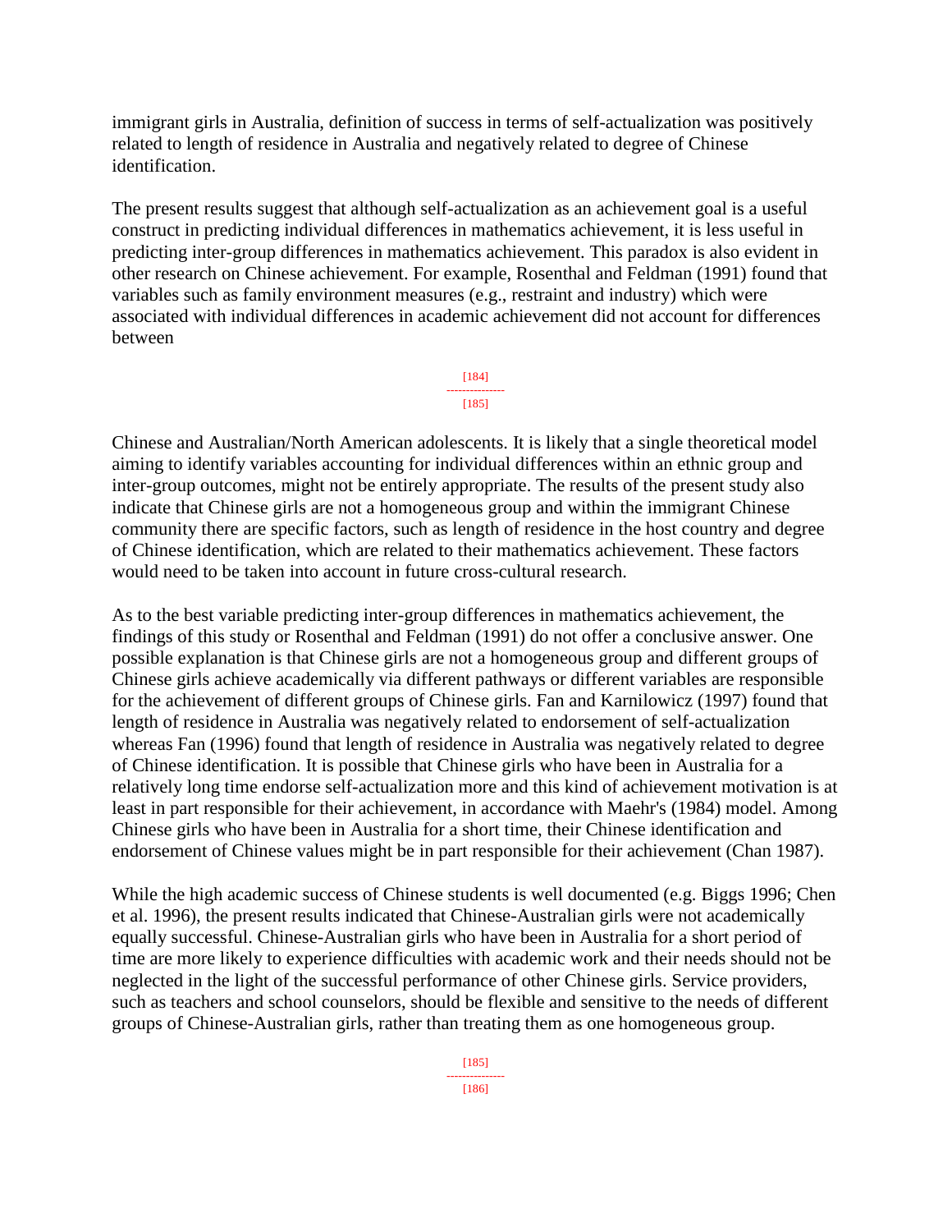immigrant girls in Australia, definition of success in terms of self-actualization was positively related to length of residence in Australia and negatively related to degree of Chinese identification.

The present results suggest that although self-actualization as an achievement goal is a useful construct in predicting individual differences in mathematics achievement, it is less useful in predicting inter-group differences in mathematics achievement. This paradox is also evident in other research on Chinese achievement. For example, Rosenthal and Feldman (1991) found that variables such as family environment measures (e.g., restraint and industry) which were associated with individual differences in academic achievement did not account for differences between Chinese and Australian/North American adolescents. It is likely that a single theoretical model aiming to identify variables accounting for individual differences within an ethnic group and inter-group outcomes, might not be entirely appropriate. The results of the present study also indicate that Chinese girls are not a homogeneous group and within the immigrant Chinese community there are specific factors, such as length of residence in the host country and degree of Chinese identification, which are related to their mathematics achievement. These factors would need to be taken into account in future cross-cultural research.

As to the best variable predicting inter-group differences in mathematics achievement, the findings of this study or Rosenthal and Feldman (1991) do not offer a conclusive answer. One possible explanation is that Chinese girls are not a homogeneous group and different groups of Chinese girls achieve academically via different pathways or different variables are responsible for the achievement of different groups of Chinese girls. Fan and Karnilowicz (1997) found that length of residence in Australia was negatively related to endorsement of self-actualization whereas Fan (1996) found that length of residence in Australia was negatively related to degree of Chinese identification. It is possible that Chinese girls who have been in Australia for a relatively long time endorse self-actualization more and this kind of achievement motivation is at least in part responsible for their achievement, in accordance with Maehr's (1984) model. Among Chinese girls who have been in Australia for a short time, their Chinese identification and endorsement of Chinese values might be in part responsible for their achievement (Chan 1987).

While the high academic success of Chinese students is well documented (e.g. Biggs 1996; Chen et al. 1996), the present results indicated that Chinese-Australian girls were not academically equally successful. Chinese-Australian girls who have been in Australia for a short period of time are more likely to experience difficulties with academic work and their needs should not be neglected in the light of the successful performance of other Chinese girls. Service providers, such as teachers and school counselors, should be flexible and sensitive to the needs of different groups of Chinese-Australian girls, rather than treating them as one homogeneous group.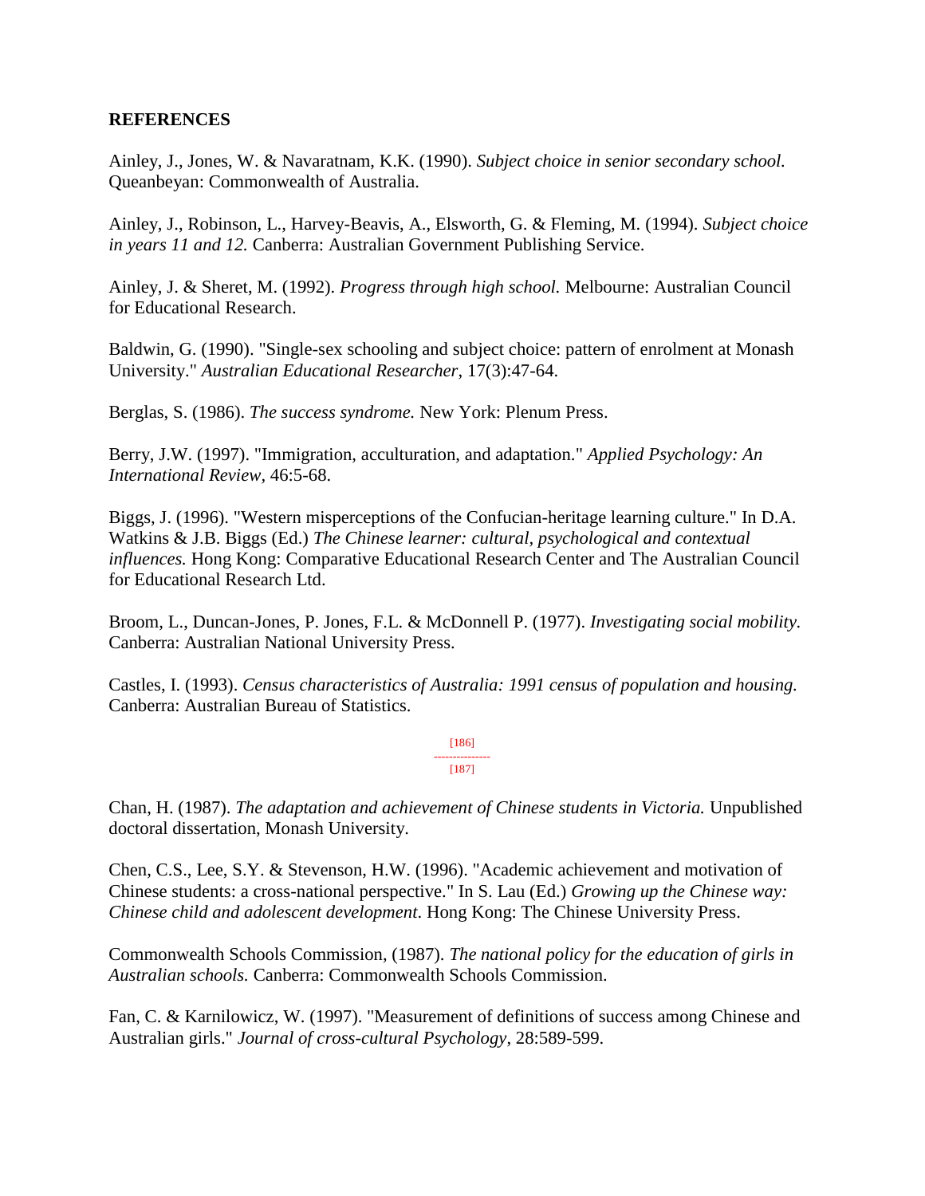**REFERENCES**

Ainley, J., Jones, W. & Navaratnam, K.K. (1990). *Subject choice in senior secondary school.* Queanbeyan: Commonwealth of Australia.

Ainley, J., Robinson, L., Harvey-Beavis, A., Elsworth, G. & Fleming, M. (1994). *Subject choice in years 11 and 12.* Canberra: Australian Government Publishing Service.

Ainley, J. & Sheret, M. (1992). *Progress through high school.* Melbourne: Australian Council for Educational Research.

Baldwin, G. (1990). "Single-sex schooling and subject choice: pattern of enrolment at Monash University." *Australian Educational Researcher*, 17(3):47-64.

Berglas, S. (1986). *The success syndrome.* New York: Plenum Press.

Berry, J.W. (1997). "Immigration, acculturation, and adaptation." *Applied Psychology: An International Review*, 46:5-68.

Biggs, J. (1996). "Western misperceptions of the Confucian-heritage learning culture." In D.A. Watkins & J.B. Biggs (Ed.) *The Chinese learner: cultural, psychological and contextual influences.* Hong Kong: Comparative Educational Research Center and The Australian Council for Educational Research Ltd.

Broom, L., Duncan-Jones, P. Jones, F.L. & McDonnell P. (1977). *Investigating social mobility.* Canberra: Australian National University Press.

Castles, I. (1993). *Census characteristics of Australia: 1991 census of population and housing.* Canberra: Australian Bureau of Statistics.

Chan, H. (1987). *The adaptation and achievement of Chinese students in Victoria.* Unpublished doctoral dissertation, Monash University.

Chen, C.S., Lee, S.Y. & Stevenson, H.W. (1996). "Academic achievement and motivation of Chinese students: a cross-national perspective." In S. Lau (Ed.) *Growing up the Chinese way: Chinese child and adolescent development*. Hong Kong: The Chinese University Press.

Commonwealth Schools Commission, (1987). *The national policy for the education of girls in Australian schools.* Canberra: Commonwealth Schools Commission.

Fan, C. & Karnilowicz, W. (1997). "Measurement of definitions of success among Chinese and Australian girls." *Journal of cross-cultural Psychology*, 28:589-599.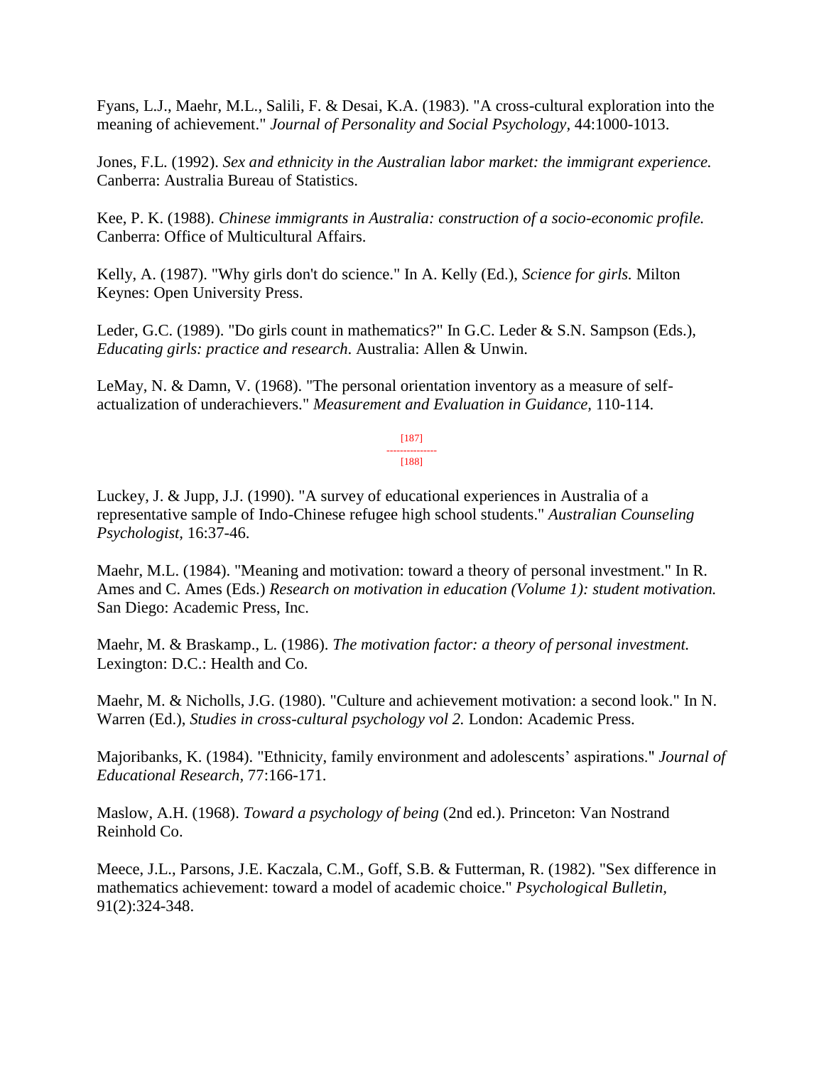Fyans, L.J., Maehr, M.L., Salili, F. & Desai, K.A. (1983). "A cross-cultural exploration into the meaning of achievement." *Journal of Personality and Social Psychology,* 44:1000-1013.

Jones, F.L. (1992). *Sex and ethnicity in the Australian labor market: the immigrant experience.* Canberra: Australia Bureau of Statistics.

Kee, P. K. (1988). *Chinese immigrants in Australia: construction of a socio-economic profile.* Canberra: Office of Multicultural Affairs.

Kelly, A. (1987). "Why girls don't do science." In A. Kelly (Ed.), *Science for girls.* Milton Keynes: Open University Press.

Leder, G.C. (1989). "Do girls count in mathematics?" In G.C. Leder & S.N. Sampson (Eds.), *Educating girls: practice and research.* Australia: Allen & Unwin.

LeMay, N. & Damn, V. (1968). "The personal orientation inventory as a measure of self-actualization of underachievers." *Measurement and Evaluation in Guidance,* 110-114.

Luckey, J. & Jupp, J.J. (1990). "A survey of educational experiences in Australia of a representative sample of Indo-Chinese refugee high school students." *Australian Counseling Psychologist,* 16:37-46.

Maehr, M.L. (1984). "Meaning and motivation: toward a theory of personal investment." In R. Ames and C. Ames (Eds.) *Research on motivation in education (Volume 1): student motivation.* San Diego: Academic Press, Inc.

Maehr, M. & Braskamp., L. (1986). *The motivation factor: a theory of personal investment.* Lexington: D.C.: Health and Co.

Maehr, M. & Nicholls, J.G. (1980). "Culture and achievement motivation: a second look." In N. Warren (Ed.), *Studies in cross-cultural psychology vol 2.* London: Academic Press.

Majoribanks, K. (1984). "Ethnicity, family environment and adolescents' aspirations." *Journal of Educational Research,* 77:166-171.

Maslow, A.H. (1968). *Toward a psychology of being* (2nd ed.). Princeton: Van Nostrand Reinhold Co.

Meece, J.L., Parsons, J.E. Kaczala, C.M., Goff, S.B. & Futterman, R. (1982). "Sex difference in mathematics achievement: toward a model of academic choice." *Psychological Bulletin,* 91(2):324-348.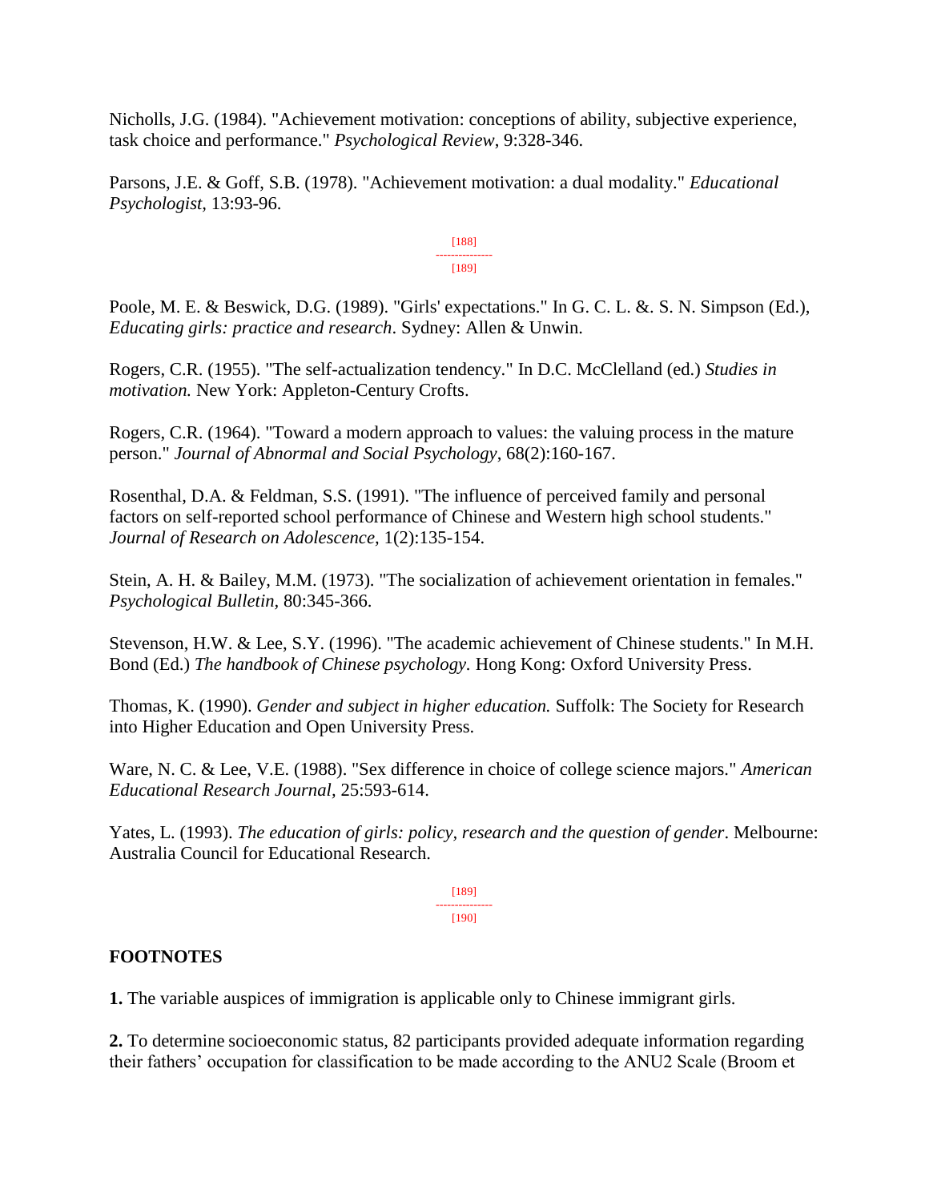Nicholls, J.G. (1984). "Achievement motivation: conceptions of ability, subjective experience, task choice and performance." *Psychological Review*, 9:328-346.

Parsons, J.E. & Goff, S.B. (1978). "Achievement motivation: a dual modality." *Educational Psychologist,* 13:93-96.

Poole, M. E. & Beswick, D.G. (1989). "Girls' expectations." In G. C. L. &. S. N. Simpson (Ed.), *Educating girls: practice and research*. Sydney: Allen & Unwin.

Rogers, C.R. (1955). "The self-actualization tendency." In D.C. McClelland (ed.) *Studies in motivation.* New York: Appleton-Century Crofts.

Rogers, C.R. (1964). "Toward a modern approach to values: the valuing process in the mature person." *Journal of Abnormal and Social Psychology*, 68(2):160-167.

Rosenthal, D.A. & Feldman, S.S. (1991). "The influence of perceived family and personal factors on self-reported school performance of Chinese and Western high school students." *Journal of Research on Adolescence,* 1(2):135-154.

Stein, A. H. & Bailey, M.M. (1973). "The socialization of achievement orientation in females." *Psychological Bulletin,* 80:345-366.

Stevenson, H.W. & Lee, S.Y. (1996). "The academic achievement of Chinese students." In M.H. Bond (Ed.) *The handbook of Chinese psychology.* Hong Kong: Oxford University Press.

Thomas, K. (1990). *Gender and subject in higher education.* Suffolk: The Society for Research into Higher Education and Open University Press.

Ware, N. C. & Lee, V.E. (1988). "Sex difference in choice of college science majors." *American Educational Research Journal,* 25:593-614.

Yates, L. (1993). *The education of girls: policy, research and the question of gender*. Melbourne: Australia Council for Educational Research.

## FOOTNOTES

**1.** The variable auspices of immigration is applicable only to Chinese immigrant girls.

**2.** To determine socioeconomic status, 82 participants provided adequate information regarding their fathers' occupation for classification to be made according to the ANU2 Scale (Broom et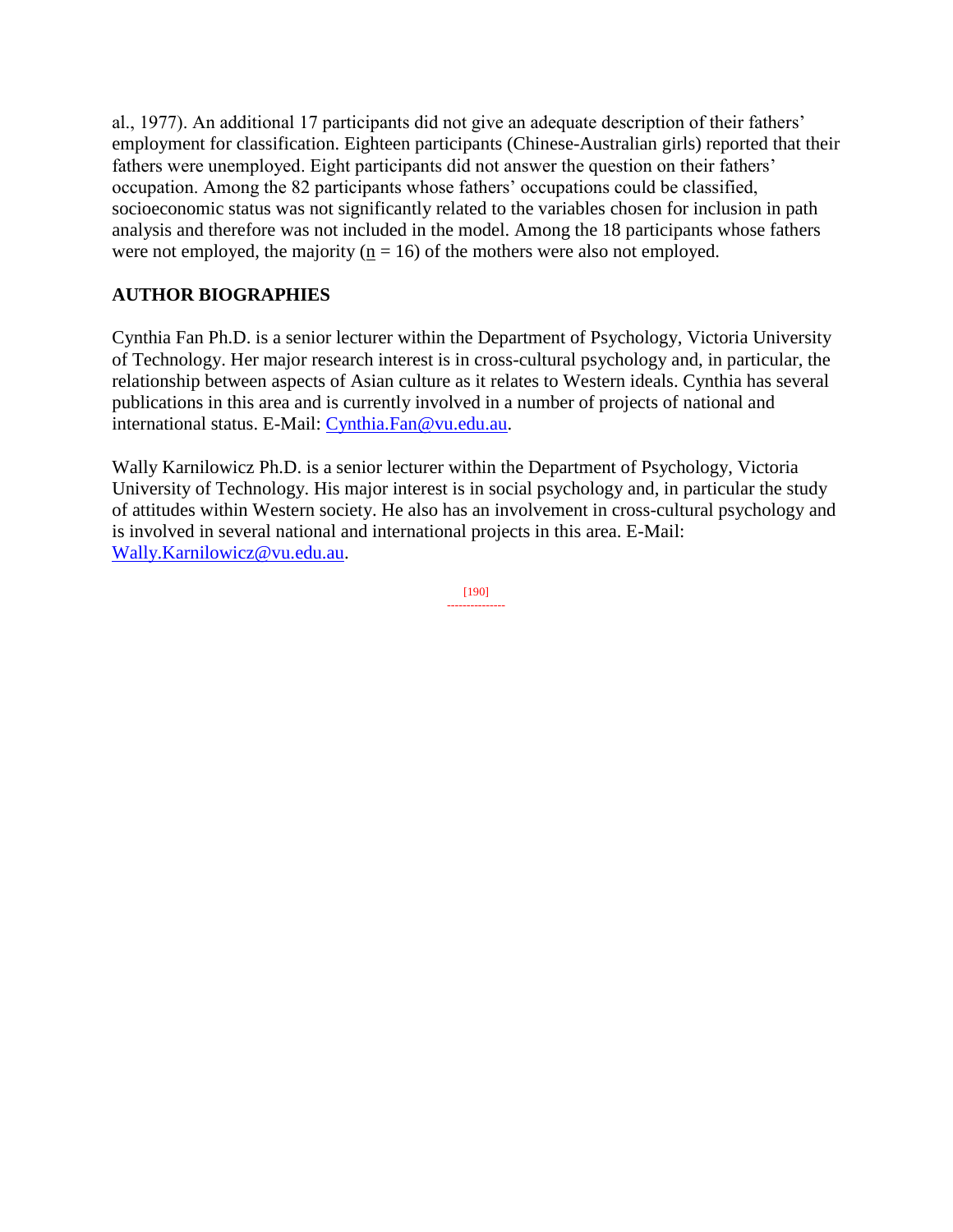al., 1977). An additional 17 participants did not give an adequate description of their fathers' employment for classification. Eighteen participants (Chinese-Australian girls) reported that their fathers were unemployed. Eight participants did not answer the question on their fathers' occupation. Among the 82 participants whose fathers' occupations could be classified, socioeconomic status was not significantly related to the variables chosen for inclusion in path analysis and therefore was not included in the model. Among the 18 participants whose fathers were not employed, the majority ($n$ = 16) of the mothers were also not employed.

## AUTHOR BIOGRAPHIES

Cynthia Fan Ph.D. is a senior lecturer within the Department of Psychology, Victoria University of Technology. Her major research interest is in cross-cultural psychology and, in particular, the relationship between aspects of Asian culture as it relates to Western ideals. Cynthia has several publications in this area and is currently involved in a number of projects of national and international status. E-Mail: Cynthia.Fan@vu.edu.au.

Wally Karnilowicz Ph.D. is a senior lecturer within the Department of Psychology, Victoria University of Technology. His major interest is in social psychology and, in particular the study of attitudes within Western society. He also has an involvement in cross-cultural psychology and is involved in several national and international projects in this area. E-Mail: Wally.Karnilowicz@vu.edu.au.